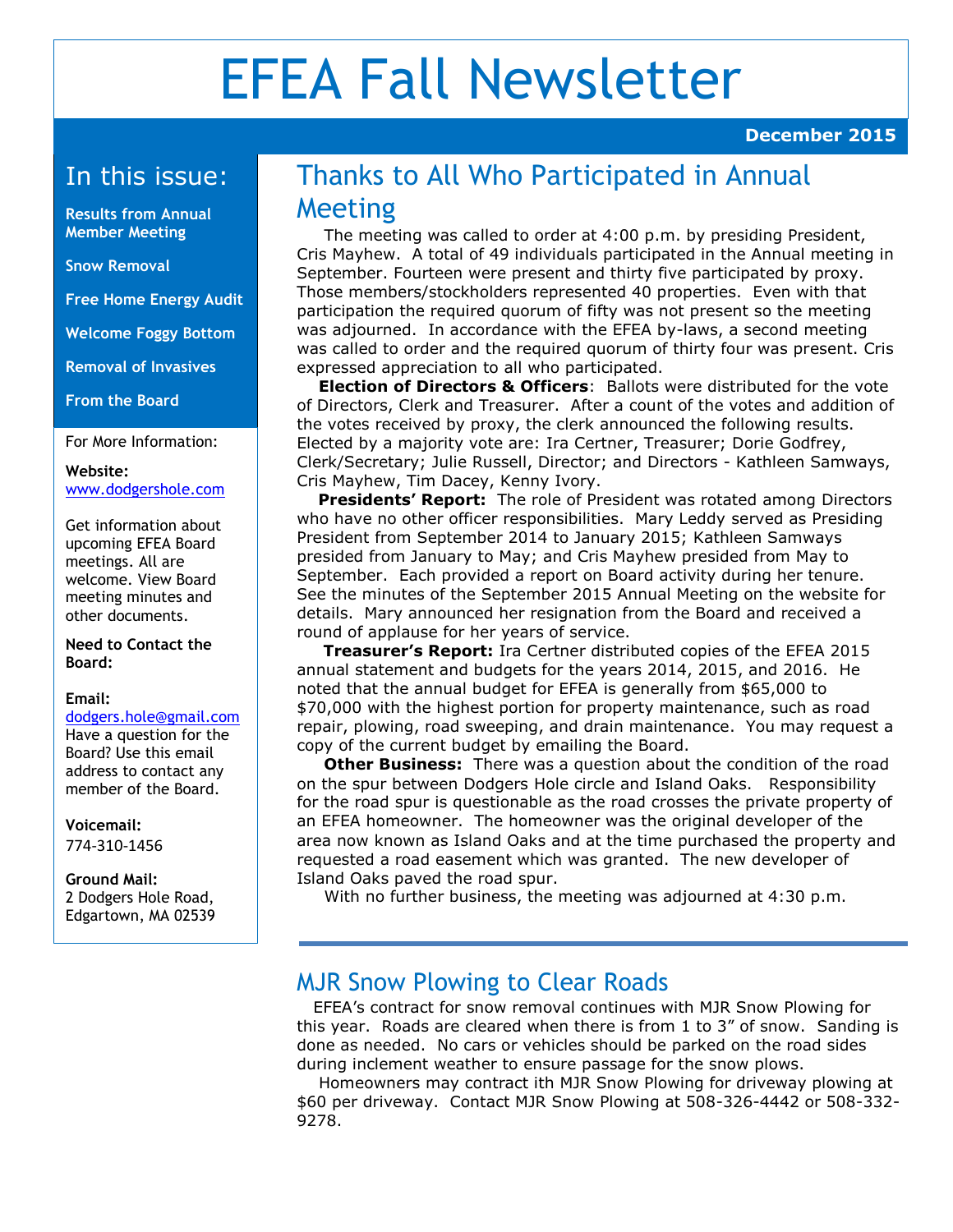# EFEA Fall Newsletter

**December 2015**

## In this issue:

**Results from Annual Member Meeting**

**Snow Removal**

**Free Home Energy Audit**

**Welcome Foggy Bottom**

**Removal of Invasives**

**From the Board**

For More Information:

**Website:**
www.dodgershole.com

Get information about upcoming EFEA Board meetings. All are welcome. View Board meeting minutes and other documents.

**Need to Contact the Board:**

**Email:**
dodgers.hole@gmail.com
Have a question for the Board? Use this email address to contact any member of the Board.

**Voicemail:**
774-310-1456

**Ground Mail:**
2 Dodgers Hole Road,
Edgartown, MA 02539

## Thanks to All Who Participated in Annual Meeting

The meeting was called to order at 4:00 p.m. by presiding President, Cris Mayhew. A total of 49 individuals participated in the Annual meeting in September. Fourteen were present and thirty five participated by proxy. Those members/stockholders represented 40 properties. Even with that participation the required quorum of fifty was not present so the meeting was adjourned. In accordance with the EFEA by-laws, a second meeting was called to order and the required quorum of thirty four was present. Cris expressed appreciation to all who participated.

**Election of Directors & Officers**: Ballots were distributed for the vote of Directors, Clerk and Treasurer. After a count of the votes and addition of the votes received by proxy, the clerk announced the following results. Elected by a majority vote are: Ira Certner, Treasurer; Dorie Godfrey, Clerk/Secretary; Julie Russell, Director; and Directors - Kathleen Samways, Cris Mayhew, Tim Dacey, Kenny Ivory.

**Presidents' Report:** The role of President was rotated among Directors who have no other officer responsibilities. Mary Leddy served as Presiding President from September 2014 to January 2015; Kathleen Samways presided from January to May; and Cris Mayhew presided from May to September. Each provided a report on Board activity during her tenure. See the minutes of the September 2015 Annual Meeting on the website for details. Mary announced her resignation from the Board and received a round of applause for her years of service.

**Treasurer's Report:** Ira Certner distributed copies of the EFEA 2015 annual statement and budgets for the years 2014, 2015, and 2016. He noted that the annual budget for EFEA is generally from $65,000 to $70,000 with the highest portion for property maintenance, such as road repair, plowing, road sweeping, and drain maintenance. You may request a copy of the current budget by emailing the Board.

**Other Business:** There was a question about the condition of the road on the spur between Dodgers Hole circle and Island Oaks. Responsibility for the road spur is questionable as the road crosses the private property of an EFEA homeowner. The homeowner was the original developer of the area now known as Island Oaks and at the time purchased the property and requested a road easement which was granted. The new developer of Island Oaks paved the road spur.

With no further business, the meeting was adjourned at 4:30 p.m.

## MJR Snow Plowing to Clear Roads

EFEA's contract for snow removal continues with MJR Snow Plowing for this year. Roads are cleared when there is from 1 to 3" of snow. Sanding is done as needed. No cars or vehicles should be parked on the road sides during inclement weather to ensure passage for the snow plows.

Homeowners may contract ith MJR Snow Plowing for driveway plowing at $60 per driveway. Contact MJR Snow Plowing at 508-326-4442 or 508-332-9278.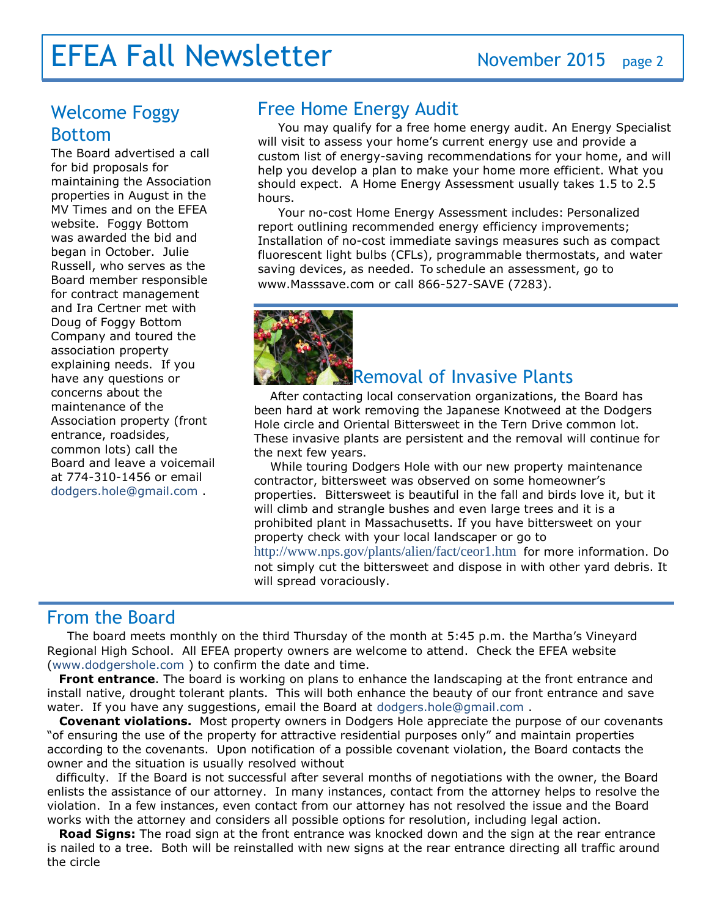# EFEA Fall Newsletter

November 2015

## Welcome Foggy Bottom

The Board advertised a call for bid proposals for maintaining the Association properties in August in the MV Times and on the EFEA website. Foggy Bottom was awarded the bid and began in October. Julie Russell, who serves as the Board member responsible for contract management and Ira Certner met with Doug of Foggy Bottom Company and toured the association property explaining needs. If you have any questions or concerns about the maintenance of the Association property (front entrance, roadsides, common lots) call the Board and leave a voicemail at 774-310-1456 or email dodgers.hole@gmail.com .

## Free Home Energy Audit

You may qualify for a free home energy audit. An Energy Specialist will visit to assess your home's current energy use and provide a custom list of energy-saving recommendations for your home, and will help you develop a plan to make your home more efficient. What you should expect. A Home Energy Assessment usually takes 1.5 to 2.5 hours.

Your no-cost Home Energy Assessment includes: Personalized report outlining recommended energy efficiency improvements; Installation of no-cost immediate savings measures such as compact fluorescent light bulbs (CFLs), programmable thermostats, and water saving devices, as needed. To schedule an assessment, go to www.Masssave.com or call 866-527-SAVE (7283).

## Removal of Invasive Plants

After contacting local conservation organizations, the Board has been hard at work removing the Japanese Knotweed at the Dodgers Hole circle and Oriental Bittersweet in the Tern Drive common lot. These invasive plants are persistent and the removal will continue for the next few years.

While touring Dodgers Hole with our new property maintenance contractor, bittersweet was observed on some homeowner's properties. Bittersweet is beautiful in the fall and birds love it, but it will climb and strangle bushes and even large trees and it is a prohibited plant in Massachusetts. If you have bittersweet on your property check with your local landscaper or go to http://www.nps.gov/plants/alien/fact/ceor1.htm for more information. Do not simply cut the bittersweet and dispose in with other yard debris. It will spread voraciously.

## From the Board

The board meets monthly on the third Thursday of the month at 5:45 p.m. the Martha's Vineyard Regional High School. All EFEA property owners are welcome to attend. Check the EFEA website (www.dodgershole.com ) to confirm the date and time.

**Front entrance**. The board is working on plans to enhance the landscaping at the front entrance and install native, drought tolerant plants. This will both enhance the beauty of our front entrance and save water. If you have any suggestions, email the Board at dodgers.hole@gmail.com .

**Covenant violations.** Most property owners in Dodgers Hole appreciate the purpose of our covenants "of ensuring the use of the property for attractive residential purposes only" and maintain properties according to the covenants. Upon notification of a possible covenant violation, the Board contacts the owner and the situation is usually resolved without difficulty. If the Board is not successful after several months of negotiations with the owner, the Board enlists the assistance of our attorney. In many instances, contact from the attorney helps to resolve the violation. In a few instances, even contact from our attorney has not resolved the issue and the Board works with the attorney and considers all possible options for resolution, including legal action.

**Road Signs:** The road sign at the front entrance was knocked down and the sign at the rear entrance is nailed to a tree. Both will be reinstalled with new signs at the rear entrance directing all traffic around the circle